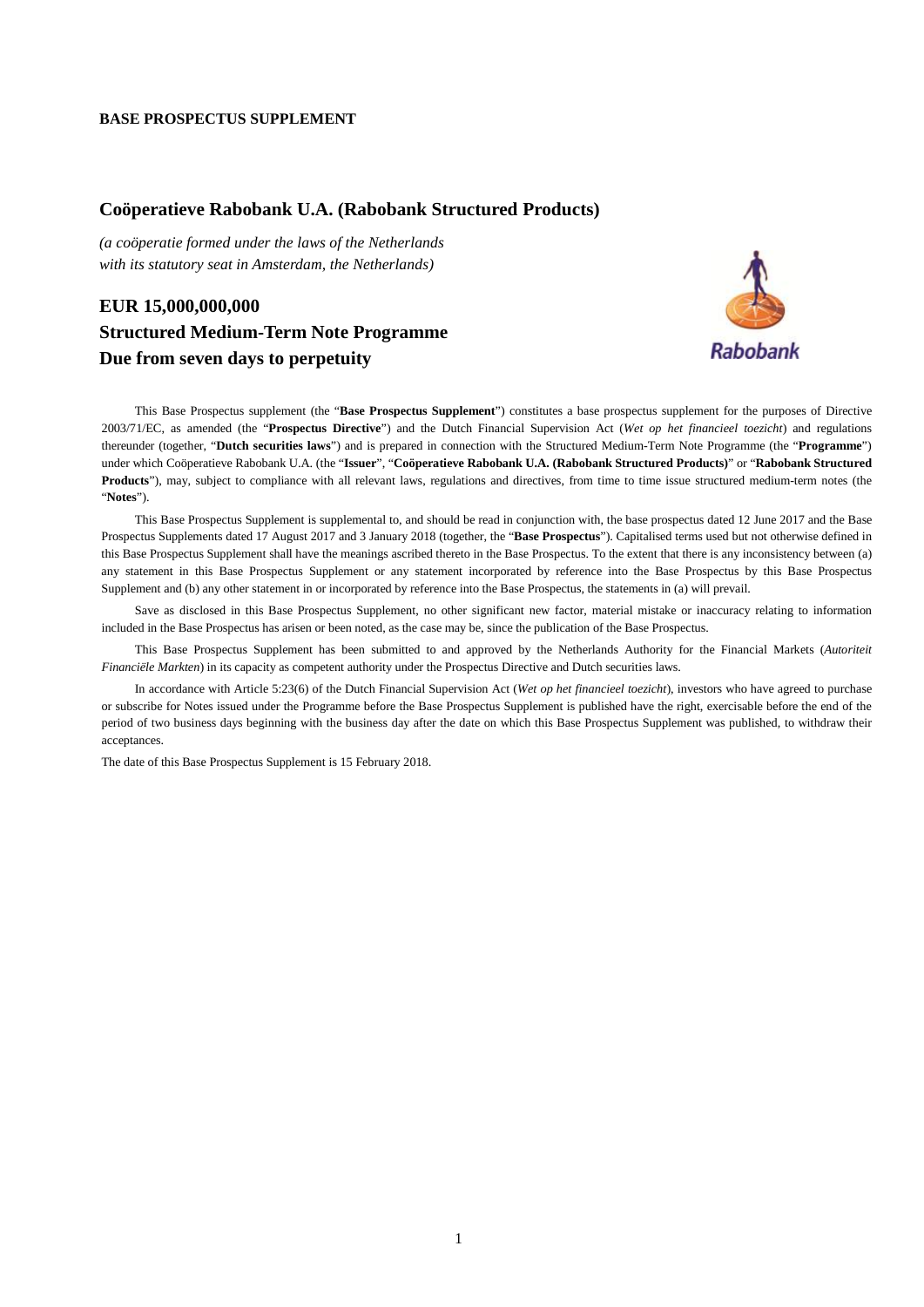**BASE PROSPECTUS SUPPLEMENT**

## Coöperatieve Rabobank U.A. (Rabobank Structured Products)

*(a coöperatie formed under the laws of the Netherlands with its statutory seat in Amsterdam, the Netherlands)*

## EUR 15,000,000,000
## Structured Medium-Term Note Programme
## Due from seven days to perpetuity

This Base Prospectus supplement (the "**Base Prospectus Supplement**") constitutes a base prospectus supplement for the purposes of Directive 2003/71/EC, as amended (the "**Prospectus Directive**") and the Dutch Financial Supervision Act (*Wet op het financieel toezicht*) and regulations thereunder (together, "**Dutch securities laws**") and is prepared in connection with the Structured Medium-Term Note Programme (the "**Programme**") under which Coöperatieve Rabobank U.A. (the "**Issuer**", "**Coöperatieve Rabobank U.A. (Rabobank Structured Products)**" or "**Rabobank Structured Products**"), may, subject to compliance with all relevant laws, regulations and directives, from time to time issue structured medium-term notes (the "**Notes**").

This Base Prospectus Supplement is supplemental to, and should be read in conjunction with, the base prospectus dated 12 June 2017 and the Base Prospectus Supplements dated 17 August 2017 and 3 January 2018 (together, the "**Base Prospectus**"). Capitalised terms used but not otherwise defined in this Base Prospectus Supplement shall have the meanings ascribed thereto in the Base Prospectus. To the extent that there is any inconsistency between (a) any statement in this Base Prospectus Supplement or any statement incorporated by reference into the Base Prospectus by this Base Prospectus Supplement and (b) any other statement in or incorporated by reference into the Base Prospectus, the statements in (a) will prevail.

Save as disclosed in this Base Prospectus Supplement, no other significant new factor, material mistake or inaccuracy relating to information included in the Base Prospectus has arisen or been noted, as the case may be, since the publication of the Base Prospectus.

This Base Prospectus Supplement has been submitted to and approved by the Netherlands Authority for the Financial Markets (*Autoriteit Financiële Markten*) in its capacity as competent authority under the Prospectus Directive and Dutch securities laws.

In accordance with Article 5:23(6) of the Dutch Financial Supervision Act (*Wet op het financieel toezicht*), investors who have agreed to purchase or subscribe for Notes issued under the Programme before the Base Prospectus Supplement is published have the right, exercisable before the end of the period of two business days beginning with the business day after the date on which this Base Prospectus Supplement was published, to withdraw their acceptances.

The date of this Base Prospectus Supplement is 15 February 2018.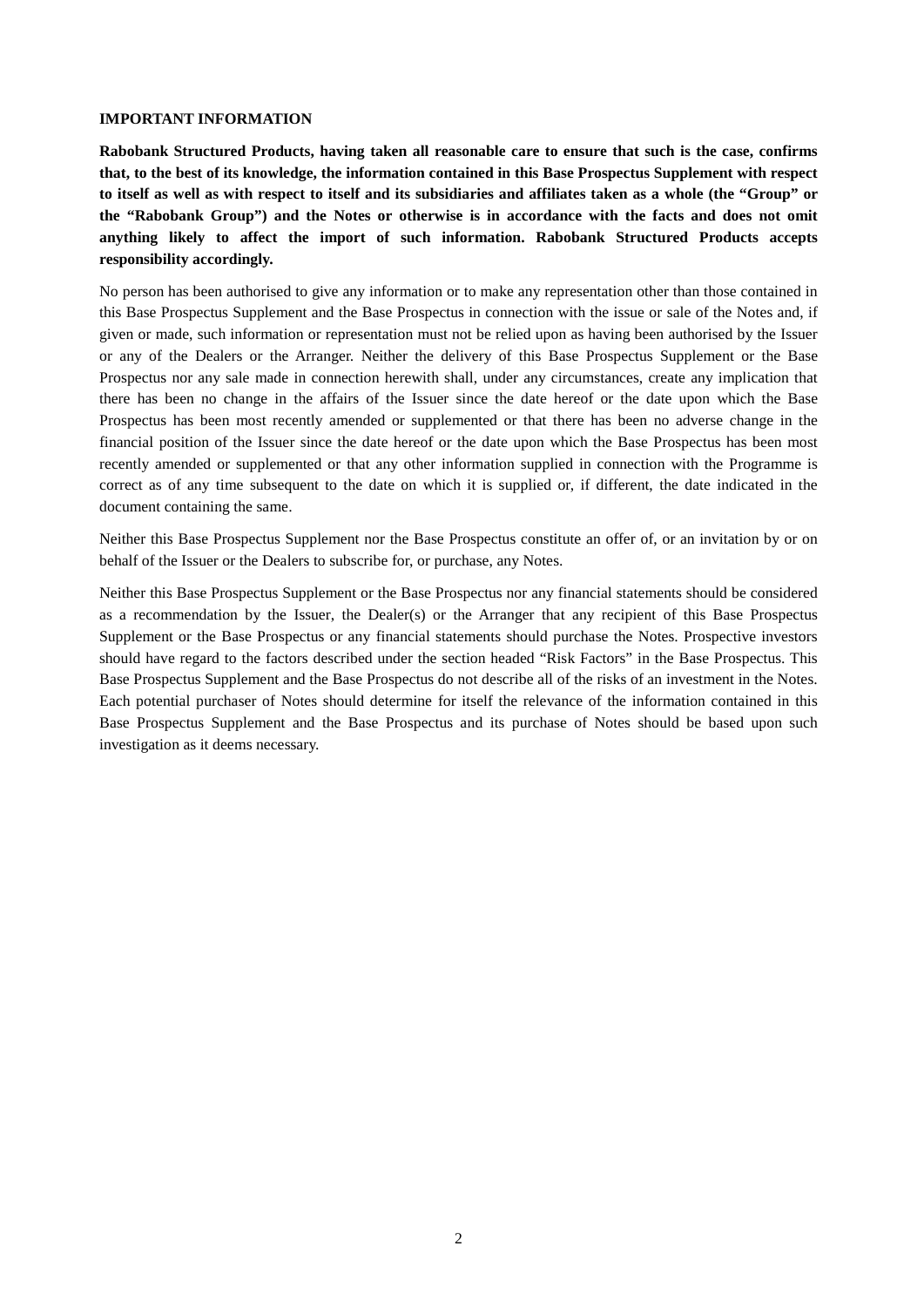## IMPORTANT INFORMATION

**Rabobank Structured Products, having taken all reasonable care to ensure that such is the case, confirms that, to the best of its knowledge, the information contained in this Base Prospectus Supplement with respect to itself as well as with respect to itself and its subsidiaries and affiliates taken as a whole (the "Group" or the "Rabobank Group") and the Notes or otherwise is in accordance with the facts and does not omit anything likely to affect the import of such information. Rabobank Structured Products accepts responsibility accordingly.**

No person has been authorised to give any information or to make any representation other than those contained in this Base Prospectus Supplement and the Base Prospectus in connection with the issue or sale of the Notes and, if given or made, such information or representation must not be relied upon as having been authorised by the Issuer or any of the Dealers or the Arranger. Neither the delivery of this Base Prospectus Supplement or the Base Prospectus nor any sale made in connection herewith shall, under any circumstances, create any implication that there has been no change in the affairs of the Issuer since the date hereof or the date upon which the Base Prospectus has been most recently amended or supplemented or that there has been no adverse change in the financial position of the Issuer since the date hereof or the date upon which the Base Prospectus has been most recently amended or supplemented or that any other information supplied in connection with the Programme is correct as of any time subsequent to the date on which it is supplied or, if different, the date indicated in the document containing the same.

Neither this Base Prospectus Supplement nor the Base Prospectus constitute an offer of, or an invitation by or on behalf of the Issuer or the Dealers to subscribe for, or purchase, any Notes.

Neither this Base Prospectus Supplement or the Base Prospectus nor any financial statements should be considered as a recommendation by the Issuer, the Dealer(s) or the Arranger that any recipient of this Base Prospectus Supplement or the Base Prospectus or any financial statements should purchase the Notes. Prospective investors should have regard to the factors described under the section headed "Risk Factors" in the Base Prospectus. This Base Prospectus Supplement and the Base Prospectus do not describe all of the risks of an investment in the Notes. Each potential purchaser of Notes should determine for itself the relevance of the information contained in this Base Prospectus Supplement and the Base Prospectus and its purchase of Notes should be based upon such investigation as it deems necessary.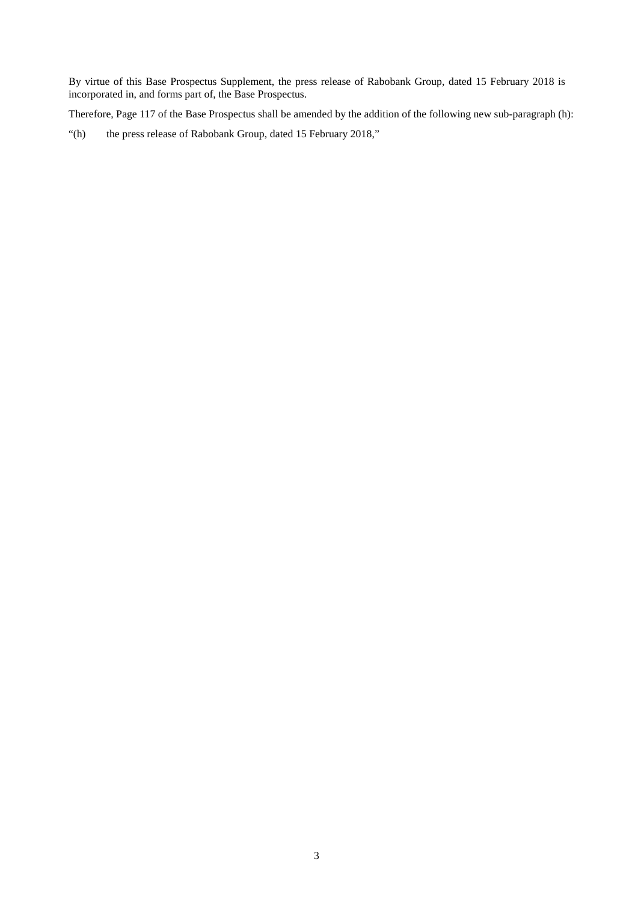By virtue of this Base Prospectus Supplement, the press release of Rabobank Group, dated 15 February 2018 is incorporated in, and forms part of, the Base Prospectus.

Therefore, Page 117 of the Base Prospectus shall be amended by the addition of the following new sub-paragraph (h):

"(h) the press release of Rabobank Group, dated 15 February 2018,"